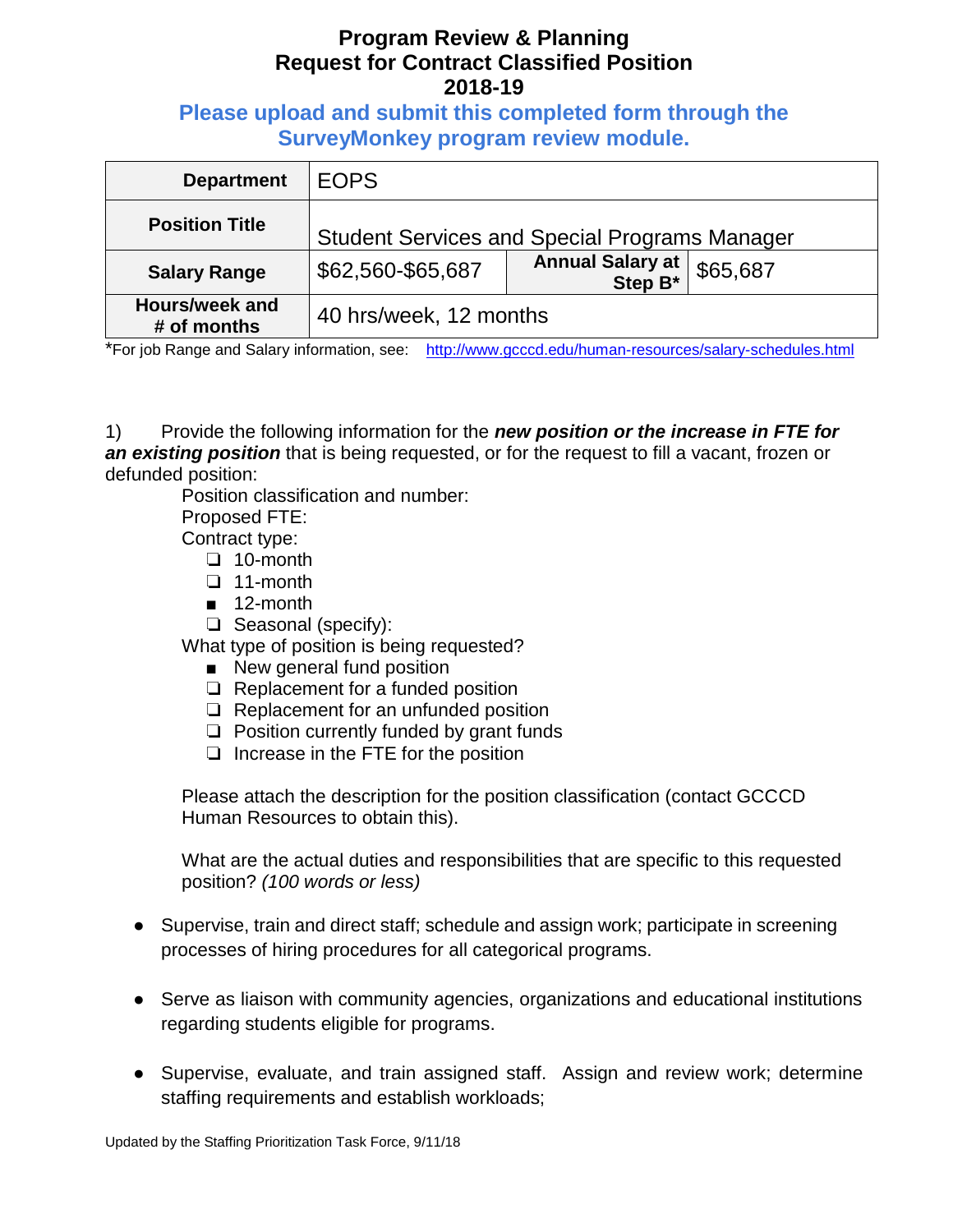# Program Review & Planning
# Request for Contract Classified Position
# 2018-19

**Please upload and submit this completed form through the SurveyMonkey program review module.**

| **Department** | EOPS | | |
|---|---|---|---|
| **Position Title** | Student Services and Special Programs Manager | | |
| **Salary Range** | $62,560-$65,687 | **Annual Salary at Step B*** | $65,687 |
| **Hours/week and # of months** | 40 hrs/week, 12 months | | |

*For job Range and Salary information, see: http://www.gcccd.edu/human-resources/salary-schedules.html

1) Provide the following information for the ***new position or the increase in FTE for an existing position*** that is being requested, or for the request to fill a vacant, frozen or defunded position:

Position classification and number:

Proposed FTE:

Contract type:

- ❑ 10-month
- ❑ 11-month
- ■ 12-month
- ❑ Seasonal (specify):

What type of position is being requested?

- ■ New general fund position
- ❑ Replacement for a funded position
- ❑ Replacement for an unfunded position
- ❑ Position currently funded by grant funds
- ❑ Increase in the FTE for the position

Please attach the description for the position classification (contact GCCCD Human Resources to obtain this).

What are the actual duties and responsibilities that are specific to this requested position? *(100 words or less)*

- Supervise, train and direct staff; schedule and assign work; participate in screening processes of hiring procedures for all categorical programs.
- Serve as liaison with community agencies, organizations and educational institutions regarding students eligible for programs.
- Supervise, evaluate, and train assigned staff. Assign and review work; determine staffing requirements and establish workloads;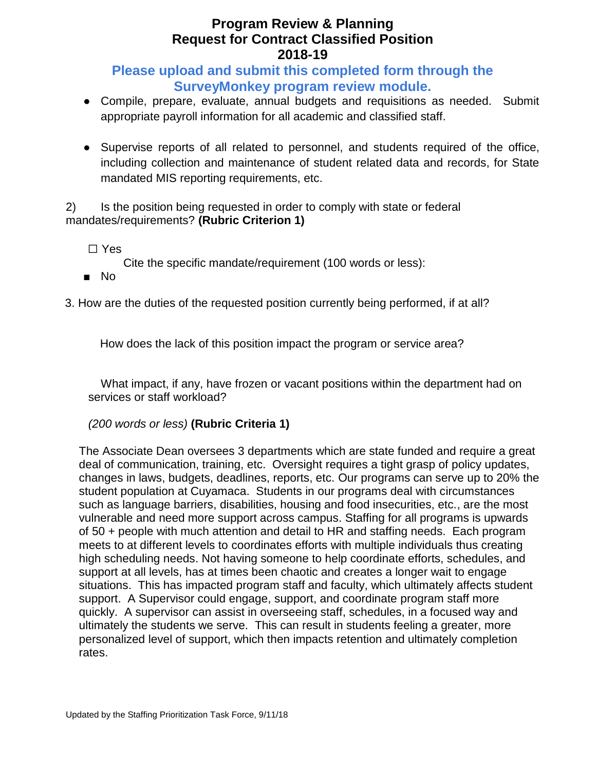# Program Review & Planning
# Request for Contract Classified Position
# 2018-19

**Please upload and submit this completed form through the SurveyMonkey program review module.**

- Compile, prepare, evaluate, annual budgets and requisitions as needed. Submit appropriate payroll information for all academic and classified staff.

- Supervise reports of all related to personnel, and students required of the office, including collection and maintenance of student related data and records, for State mandated MIS reporting requirements, etc.

2) Is the position being requested in order to comply with state or federal mandates/requirements? **(Rubric Criterion 1)**

☐ Yes

Cite the specific mandate/requirement (100 words or less):

■ No

3. How are the duties of the requested position currently being performed, if at all?

How does the lack of this position impact the program or service area?

What impact, if any, have frozen or vacant positions within the department had on services or staff workload?

*(200 words or less)* **(Rubric Criteria 1)**

The Associate Dean oversees 3 departments which are state funded and require a great deal of communication, training, etc. Oversight requires a tight grasp of policy updates, changes in laws, budgets, deadlines, reports, etc. Our programs can serve up to 20% the student population at Cuyamaca. Students in our programs deal with circumstances such as language barriers, disabilities, housing and food insecurities, etc., are the most vulnerable and need more support across campus. Staffing for all programs is upwards of 50 + people with much attention and detail to HR and staffing needs. Each program meets to at different levels to coordinates efforts with multiple individuals thus creating high scheduling needs. Not having someone to help coordinate efforts, schedules, and support at all levels, has at times been chaotic and creates a longer wait to engage situations. This has impacted program staff and faculty, which ultimately affects student support. A Supervisor could engage, support, and coordinate program staff more quickly. A supervisor can assist in overseeing staff, schedules, in a focused way and ultimately the students we serve. This can result in students feeling a greater, more personalized level of support, which then impacts retention and ultimately completion rates.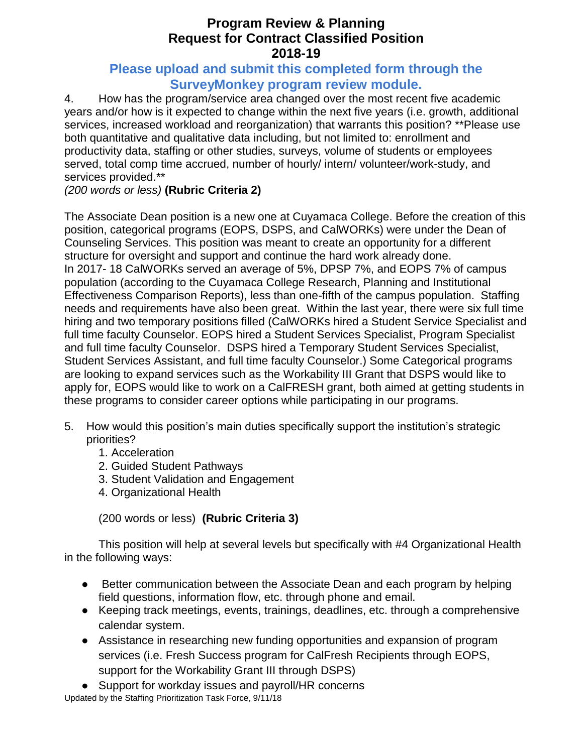# Program Review & Planning
# Request for Contract Classified Position
# 2018-19

**Please upload and submit this completed form through the SurveyMonkey program review module.**

4. How has the program/service area changed over the most recent five academic years and/or how is it expected to change within the next five years (i.e. growth, additional services, increased workload and reorganization) that warrants this position? **Please use both quantitative and qualitative data including, but not limited to: enrollment and productivity data, staffing or other studies, surveys, volume of students or employees served, total comp time accrued, number of hourly/ intern/ volunteer/work-study, and services provided.**
*(200 words or less)* **(Rubric Criteria 2)**

The Associate Dean position is a new one at Cuyamaca College. Before the creation of this position, categorical programs (EOPS, DSPS, and CalWORKs) were under the Dean of Counseling Services. This position was meant to create an opportunity for a different structure for oversight and support and continue the hard work already done.
In 2017- 18 CalWORKs served an average of 5%, DPSP 7%, and EOPS 7% of campus population (according to the Cuyamaca College Research, Planning and Institutional Effectiveness Comparison Reports), less than one-fifth of the campus population. Staffing needs and requirements have also been great. Within the last year, there were six full time hiring and two temporary positions filled (CalWORKs hired a Student Service Specialist and full time faculty Counselor. EOPS hired a Student Services Specialist, Program Specialist and full time faculty Counselor. DSPS hired a Temporary Student Services Specialist, Student Services Assistant, and full time faculty Counselor.) Some Categorical programs are looking to expand services such as the Workability III Grant that DSPS would like to apply for, EOPS would like to work on a CalFRESH grant, both aimed at getting students in these programs to consider career options while participating in our programs.

5. How would this position's main duties specifically support the institution's strategic priorities?
   1. Acceleration
   2. Guided Student Pathways
   3. Student Validation and Engagement
   4. Organizational Health

   (200 words or less) **(Rubric Criteria 3)**

This position will help at several levels but specifically with #4 Organizational Health in the following ways:

- Better communication between the Associate Dean and each program by helping field questions, information flow, etc. through phone and email.
- Keeping track meetings, events, trainings, deadlines, etc. through a comprehensive calendar system.
- Assistance in researching new funding opportunities and expansion of program services (i.e. Fresh Success program for CalFresh Recipients through EOPS, support for the Workability Grant III through DSPS)
- Support for workday issues and payroll/HR concerns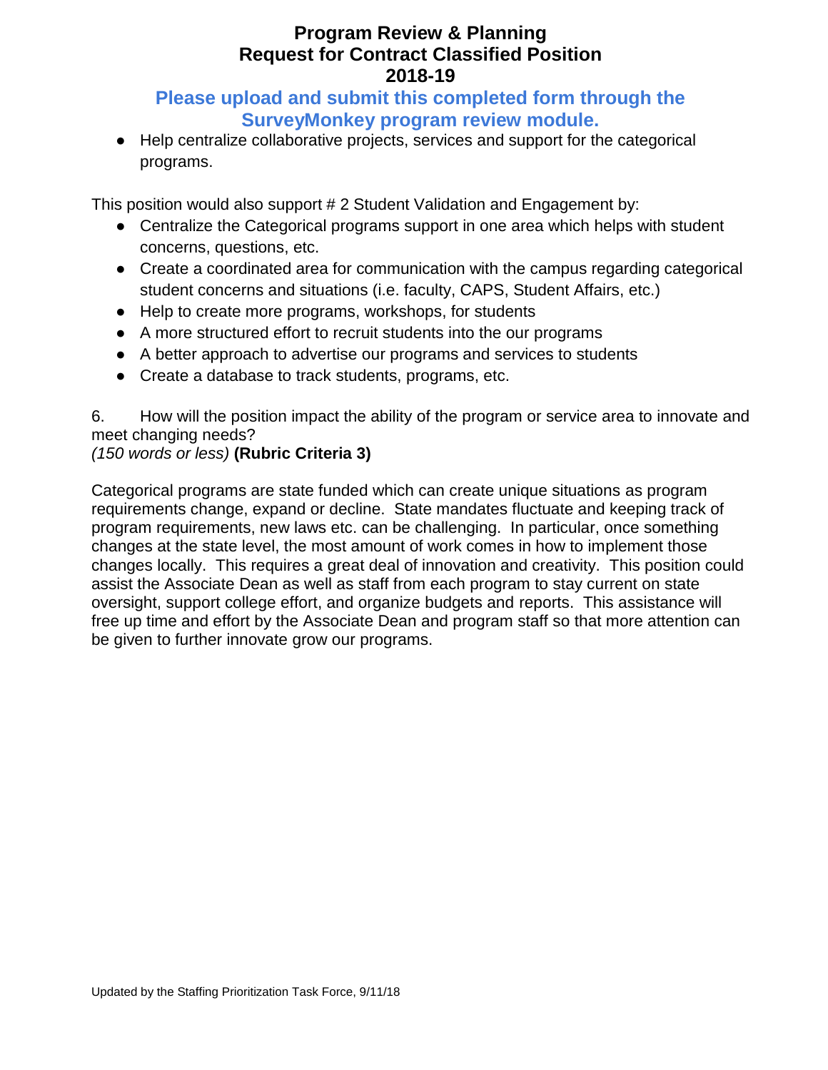- Help centralize collaborative projects, services and support for the categorical programs.

This position would also support # 2 Student Validation and Engagement by:

- Centralize the Categorical programs support in one area which helps with student concerns, questions, etc.
- Create a coordinated area for communication with the campus regarding categorical student concerns and situations (i.e. faculty, CAPS, Student Affairs, etc.)
- Help to create more programs, workshops, for students
- A more structured effort to recruit students into the our programs
- A better approach to advertise our programs and services to students
- Create a database to track students, programs, etc.

6. How will the position impact the ability of the program or service area to innovate and meet changing needs?
*(150 words or less)* **(Rubric Criteria 3)**

Categorical programs are state funded which can create unique situations as program requirements change, expand or decline. State mandates fluctuate and keeping track of program requirements, new laws etc. can be challenging. In particular, once something changes at the state level, the most amount of work comes in how to implement those changes locally. This requires a great deal of innovation and creativity. This position could assist the Associate Dean as well as staff from each program to stay current on state oversight, support college effort, and organize budgets and reports. This assistance will free up time and effort by the Associate Dean and program staff so that more attention can be given to further innovate grow our programs.